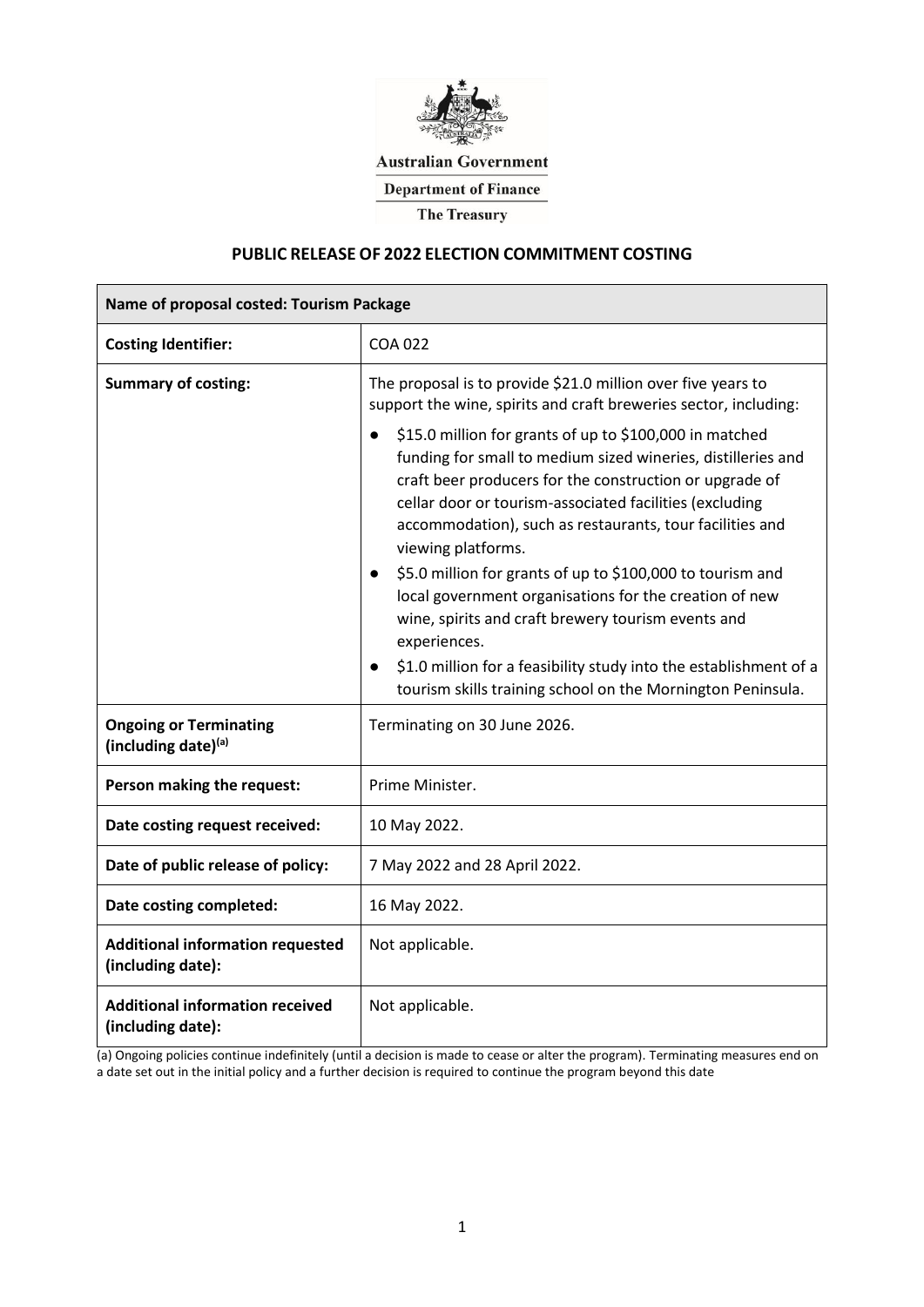Australian Government

Department of Finance

The Treasury

## PUBLIC RELEASE OF 2022 ELECTION COMMITMENT COSTING

| Name of proposal costed: Tourism Package | |
|---|---|
| **Costing Identifier:** | COA 022 |
| **Summary of costing:** | The proposal is to provide $21.0 million over five years to support the wine, spirits and craft breweries sector, including: <br>● $15.0 million for grants of up to $100,000 in matched funding for small to medium sized wineries, distilleries and craft beer producers for the construction or upgrade of cellar door or tourism-associated facilities (excluding accommodation), such as restaurants, tour facilities and viewing platforms. <br>● $5.0 million for grants of up to $100,000 to tourism and local government organisations for the creation of new wine, spirits and craft brewery tourism events and experiences. <br>● $1.0 million for a feasibility study into the establishment of a tourism skills training school on the Mornington Peninsula. |
| **Ongoing or Terminating (including date)[(a)]** | Terminating on 30 June 2026. |
| **Person making the request:** | Prime Minister. |
| **Date costing request received:** | 10 May 2022. |
| **Date of public release of policy:** | 7 May 2022 and 28 April 2022. |
| **Date costing completed:** | 16 May 2022. |
| **Additional information requested (including date):** | Not applicable. |
| **Additional information received (including date):** | Not applicable. |

(a) Ongoing policies continue indefinitely (until a decision is made to cease or alter the program). Terminating measures end on a date set out in the initial policy and a further decision is required to continue the program beyond this date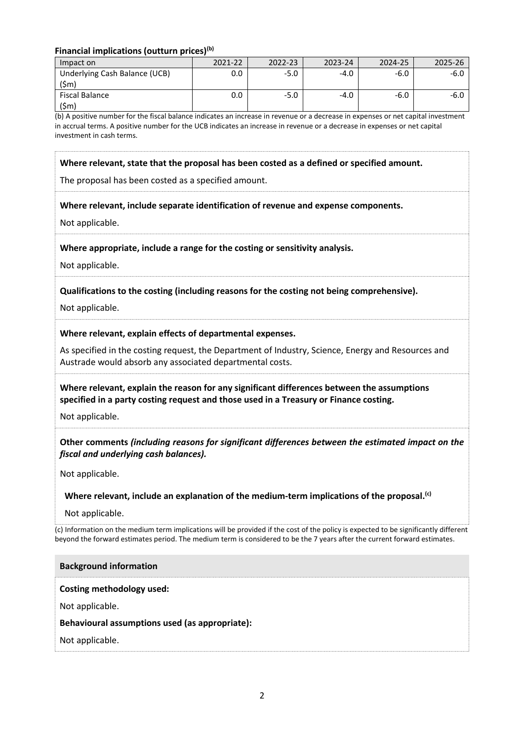**Financial implications (outturn prices)[(b)]**

| Impact on | 2021-22 | 2022-23 | 2023-24 | 2024-25 | 2025-26 |
|---|---|---|---|---|---|
| Underlying Cash Balance (UCB) ($m) | 0.0 | -5.0 | -4.0 | -6.0 | -6.0 |
| Fiscal Balance ($m) | 0.0 | -5.0 | -4.0 | -6.0 | -6.0 |

(b) A positive number for the fiscal balance indicates an increase in revenue or a decrease in expenses or net capital investment in accrual terms. A positive number for the UCB indicates an increase in revenue or a decrease in expenses or net capital investment in cash terms.

**Where relevant, state that the proposal has been costed as a defined or specified amount.**

The proposal has been costed as a specified amount.

**Where relevant, include separate identification of revenue and expense components.**

Not applicable.

**Where appropriate, include a range for the costing or sensitivity analysis.**

Not applicable.

**Qualifications to the costing (including reasons for the costing not being comprehensive).**

Not applicable.

**Where relevant, explain effects of departmental expenses.**

As specified in the costing request, the Department of Industry, Science, Energy and Resources and Austrade would absorb any associated departmental costs.

**Where relevant, explain the reason for any significant differences between the assumptions specified in a party costing request and those used in a Treasury or Finance costing.**

Not applicable.

**Other comments *(including reasons for significant differences between the estimated impact on the fiscal and underlying cash balances).***

Not applicable.

**Where relevant, include an explanation of the medium-term implications of the proposal.[(c)]**

Not applicable.

(c) Information on the medium term implications will be provided if the cost of the policy is expected to be significantly different beyond the forward estimates period. The medium term is considered to be the 7 years after the current forward estimates.

**Background information**

**Costing methodology used:**

Not applicable.

**Behavioural assumptions used (as appropriate):**

Not applicable.